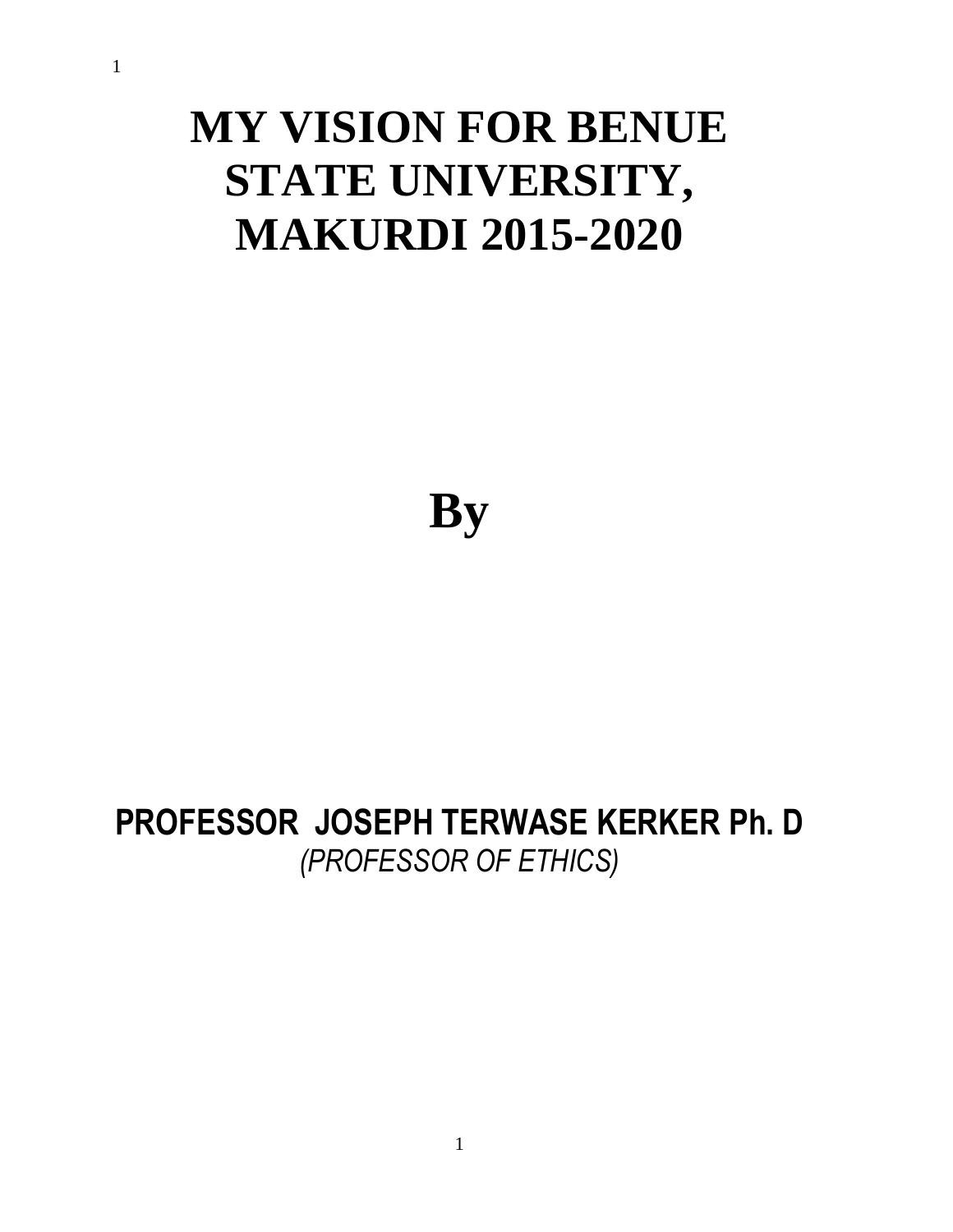# MY VISION FOR BENUE STATE UNIVERSITY, MAKURDI 2015-2020

# By

**PROFESSOR JOSEPH TERWASE KERKER Ph. D**

*(PROFESSOR OF ETHICS)*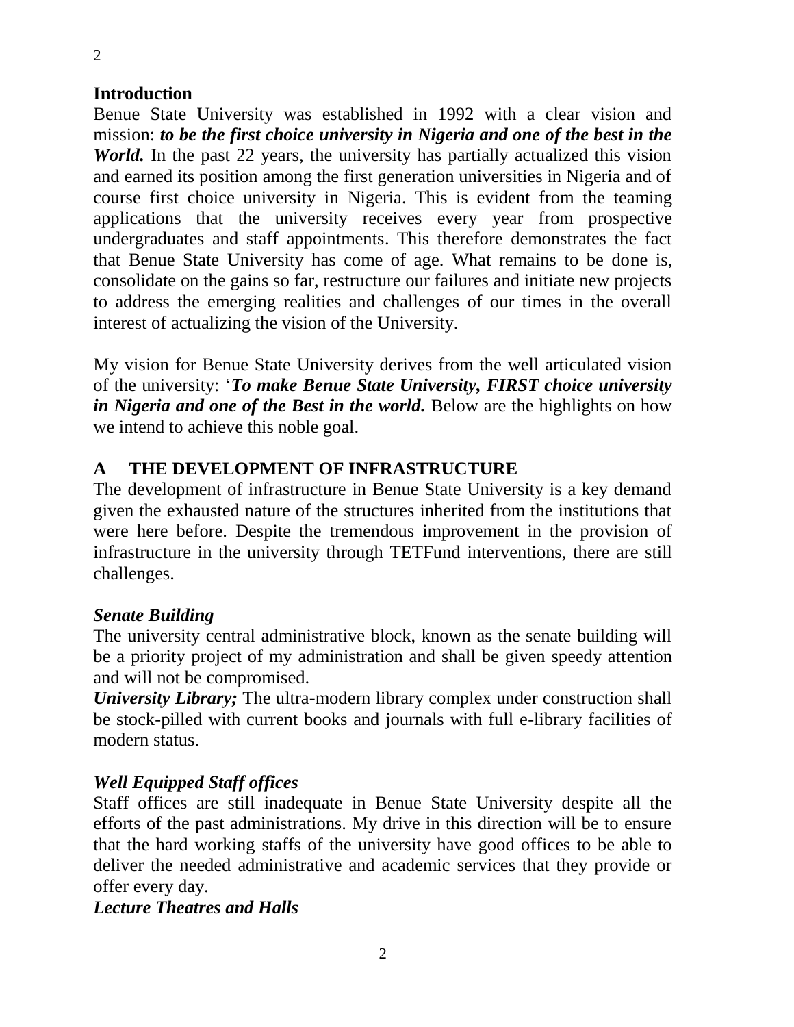## Introduction

Benue State University was established in 1992 with a clear vision and mission: ***to be the first choice university in Nigeria and one of the best in the World.*** In the past 22 years, the university has partially actualized this vision and earned its position among the first generation universities in Nigeria and of course first choice university in Nigeria. This is evident from the teaming applications that the university receives every year from prospective undergraduates and staff appointments. This therefore demonstrates the fact that Benue State University has come of age. What remains to be done is, consolidate on the gains so far, restructure our failures and initiate new projects to address the emerging realities and challenges of our times in the overall interest of actualizing the vision of the University.

My vision for Benue State University derives from the well articulated vision of the university: '***To make Benue State University, FIRST choice university in Nigeria and one of the Best in the world.*** Below are the highlights on how we intend to achieve this noble goal.

## A THE DEVELOPMENT OF INFRASTRUCTURE

The development of infrastructure in Benue State University is a key demand given the exhausted nature of the structures inherited from the institutions that were here before. Despite the tremendous improvement in the provision of infrastructure in the university through TETFund interventions, there are still challenges.

### *Senate Building*

The university central administrative block, known as the senate building will be a priority project of my administration and shall be given speedy attention and will not be compromised.

***University Library;*** The ultra-modern library complex under construction shall be stock-pilled with current books and journals with full e-library facilities of modern status.

### *Well Equipped Staff offices*

Staff offices are still inadequate in Benue State University despite all the efforts of the past administrations. My drive in this direction will be to ensure that the hard working staffs of the university have good offices to be able to deliver the needed administrative and academic services that they provide or offer every day.

### *Lecture Theatres and Halls*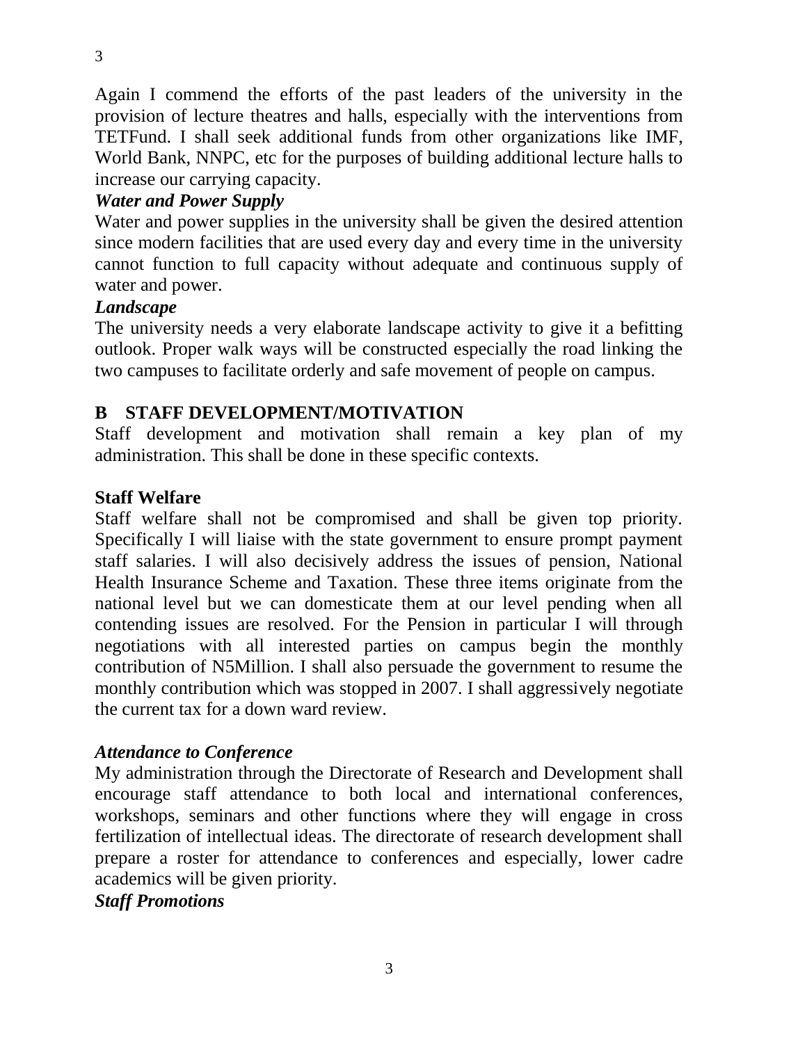Again I commend the efforts of the past leaders of the university in the provision of lecture theatres and halls, especially with the interventions from TETFund. I shall seek additional funds from other organizations like IMF, World Bank, NNPC, etc for the purposes of building additional lecture halls to increase our carrying capacity.

***Water and Power Supply***

Water and power supplies in the university shall be given the desired attention since modern facilities that are used every day and every time in the university cannot function to full capacity without adequate and continuous supply of water and power.

***Landscape***

The university needs a very elaborate landscape activity to give it a befitting outlook. Proper walk ways will be constructed especially the road linking the two campuses to facilitate orderly and safe movement of people on campus.

## B STAFF DEVELOPMENT/MOTIVATION

Staff development and motivation shall remain a key plan of my administration. This shall be done in these specific contexts.

### Staff Welfare

Staff welfare shall not be compromised and shall be given top priority. Specifically I will liaise with the state government to ensure prompt payment staff salaries. I will also decisively address the issues of pension, National Health Insurance Scheme and Taxation. These three items originate from the national level but we can domesticate them at our level pending when all contending issues are resolved. For the Pension in particular I will through negotiations with all interested parties on campus begin the monthly contribution of N5Million. I shall also persuade the government to resume the monthly contribution which was stopped in 2007. I shall aggressively negotiate the current tax for a down ward review.

***Attendance to Conference***

My administration through the Directorate of Research and Development shall encourage staff attendance to both local and international conferences, workshops, seminars and other functions where they will engage in cross fertilization of intellectual ideas. The directorate of research development shall prepare a roster for attendance to conferences and especially, lower cadre academics will be given priority.

***Staff Promotions***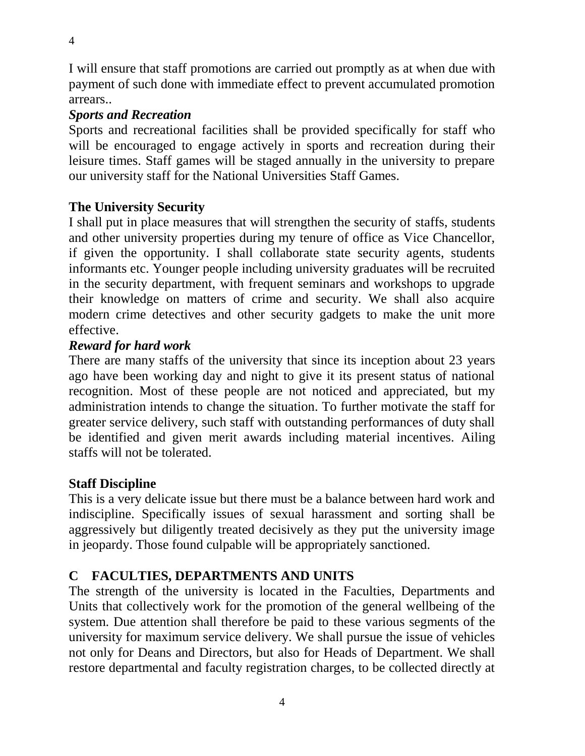I will ensure that staff promotions are carried out promptly as at when due with payment of such done with immediate effect to prevent accumulated promotion arrears..

***Sports and Recreation***

Sports and recreational facilities shall be provided specifically for staff who will be encouraged to engage actively in sports and recreation during their leisure times. Staff games will be staged annually in the university to prepare our university staff for the National Universities Staff Games.

**The University Security**

I shall put in place measures that will strengthen the security of staffs, students and other university properties during my tenure of office as Vice Chancellor, if given the opportunity. I shall collaborate state security agents, students informants etc. Younger people including university graduates will be recruited in the security department, with frequent seminars and workshops to upgrade their knowledge on matters of crime and security. We shall also acquire modern crime detectives and other security gadgets to make the unit more effective.

***Reward for hard work***

There are many staffs of the university that since its inception about 23 years ago have been working day and night to give it its present status of national recognition. Most of these people are not noticed and appreciated, but my administration intends to change the situation. To further motivate the staff for greater service delivery, such staff with outstanding performances of duty shall be identified and given merit awards including material incentives. Ailing staffs will not be tolerated.

**Staff Discipline**

This is a very delicate issue but there must be a balance between hard work and indiscipline. Specifically issues of sexual harassment and sorting shall be aggressively but diligently treated decisively as they put the university image in jeopardy. Those found culpable will be appropriately sanctioned.

## C FACULTIES, DEPARTMENTS AND UNITS

The strength of the university is located in the Faculties, Departments and Units that collectively work for the promotion of the general wellbeing of the system. Due attention shall therefore be paid to these various segments of the university for maximum service delivery. We shall pursue the issue of vehicles not only for Deans and Directors, but also for Heads of Department. We shall restore departmental and faculty registration charges, to be collected directly at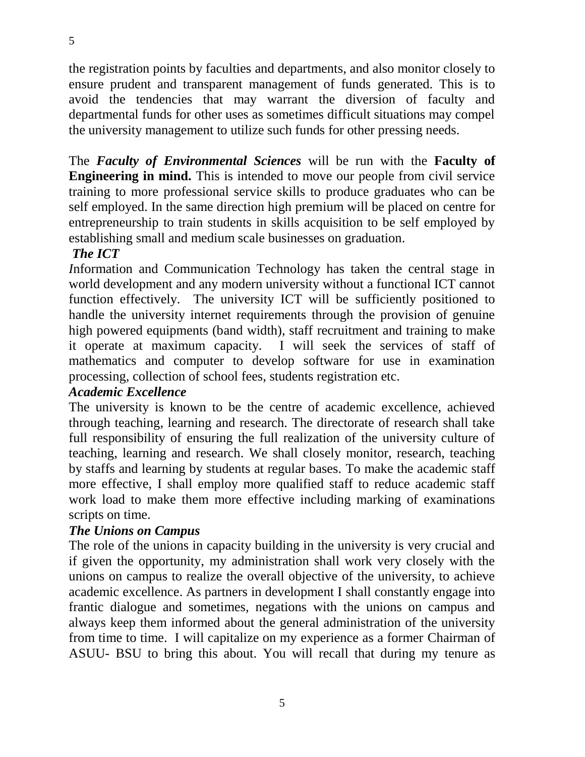the registration points by faculties and departments, and also monitor closely to ensure prudent and transparent management of funds generated. This is to avoid the tendencies that may warrant the diversion of faculty and departmental funds for other uses as sometimes difficult situations may compel the university management to utilize such funds for other pressing needs.

The ***Faculty of Environmental Sciences*** will be run with the **Faculty of Engineering in mind.** This is intended to move our people from civil service training to more professional service skills to produce graduates who can be self employed. In the same direction high premium will be placed on centre for entrepreneurship to train students in skills acquisition to be self employed by establishing small and medium scale businesses on graduation.

***The ICT***

*I*nformation and Communication Technology has taken the central stage in world development and any modern university without a functional ICT cannot function effectively. The university ICT will be sufficiently positioned to handle the university internet requirements through the provision of genuine high powered equipments (band width), staff recruitment and training to make it operate at maximum capacity. I will seek the services of staff of mathematics and computer to develop software for use in examination processing, collection of school fees, students registration etc.

***Academic Excellence***

The university is known to be the centre of academic excellence, achieved through teaching, learning and research. The directorate of research shall take full responsibility of ensuring the full realization of the university culture of teaching, learning and research. We shall closely monitor, research, teaching by staffs and learning by students at regular bases. To make the academic staff more effective, I shall employ more qualified staff to reduce academic staff work load to make them more effective including marking of examinations scripts on time.

***The Unions on Campus***

The role of the unions in capacity building in the university is very crucial and if given the opportunity, my administration shall work very closely with the unions on campus to realize the overall objective of the university, to achieve academic excellence. As partners in development I shall constantly engage into frantic dialogue and sometimes, negations with the unions on campus and always keep them informed about the general administration of the university from time to time. I will capitalize on my experience as a former Chairman of ASUU- BSU to bring this about. You will recall that during my tenure as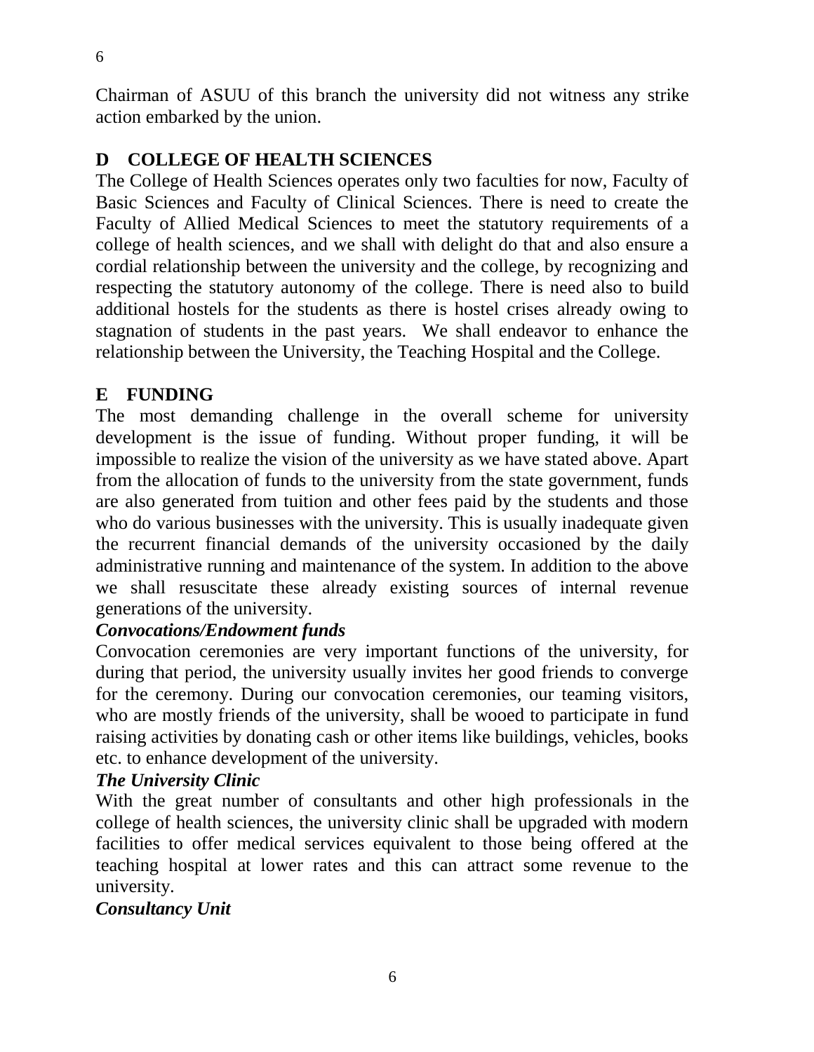Chairman of ASUU of this branch the university did not witness any strike action embarked by the union.

## D COLLEGE OF HEALTH SCIENCES

The College of Health Sciences operates only two faculties for now, Faculty of Basic Sciences and Faculty of Clinical Sciences. There is need to create the Faculty of Allied Medical Sciences to meet the statutory requirements of a college of health sciences, and we shall with delight do that and also ensure a cordial relationship between the university and the college, by recognizing and respecting the statutory autonomy of the college. There is need also to build additional hostels for the students as there is hostel crises already owing to stagnation of students in the past years. We shall endeavor to enhance the relationship between the University, the Teaching Hospital and the College.

## E FUNDING

The most demanding challenge in the overall scheme for university development is the issue of funding. Without proper funding, it will be impossible to realize the vision of the university as we have stated above. Apart from the allocation of funds to the university from the state government, funds are also generated from tuition and other fees paid by the students and those who do various businesses with the university. This is usually inadequate given the recurrent financial demands of the university occasioned by the daily administrative running and maintenance of the system. In addition to the above we shall resuscitate these already existing sources of internal revenue generations of the university.

***Convocations/Endowment funds***

Convocation ceremonies are very important functions of the university, for during that period, the university usually invites her good friends to converge for the ceremony. During our convocation ceremonies, our teaming visitors, who are mostly friends of the university, shall be wooed to participate in fund raising activities by donating cash or other items like buildings, vehicles, books etc. to enhance development of the university.

***The University Clinic***

With the great number of consultants and other high professionals in the college of health sciences, the university clinic shall be upgraded with modern facilities to offer medical services equivalent to those being offered at the teaching hospital at lower rates and this can attract some revenue to the university.

***Consultancy Unit***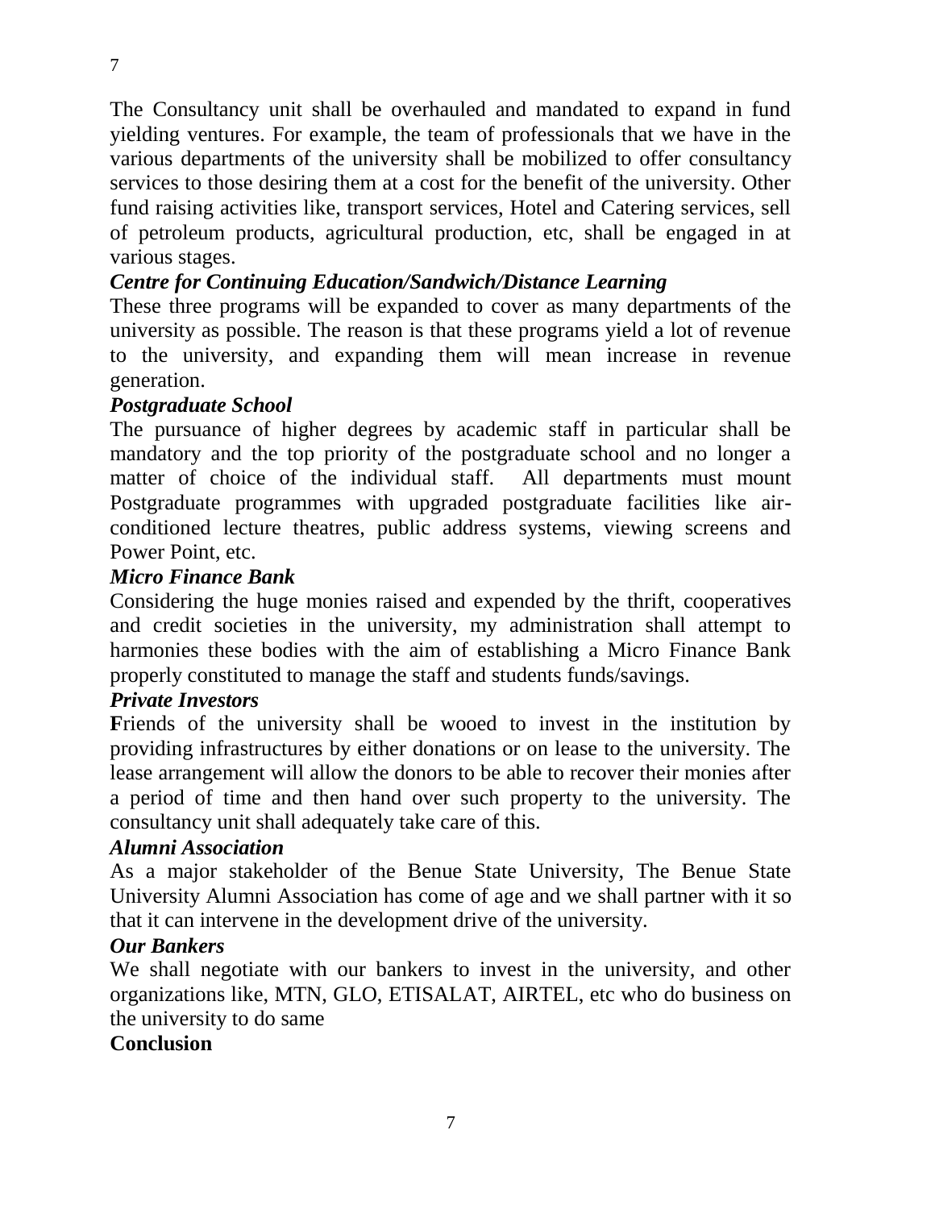The Consultancy unit shall be overhauled and mandated to expand in fund yielding ventures. For example, the team of professionals that we have in the various departments of the university shall be mobilized to offer consultancy services to those desiring them at a cost for the benefit of the university. Other fund raising activities like, transport services, Hotel and Catering services, sell of petroleum products, agricultural production, etc, shall be engaged in at various stages.

***Centre for Continuing Education/Sandwich/Distance Learning***

These three programs will be expanded to cover as many departments of the university as possible. The reason is that these programs yield a lot of revenue to the university, and expanding them will mean increase in revenue generation.

***Postgraduate School***

The pursuance of higher degrees by academic staff in particular shall be mandatory and the top priority of the postgraduate school and no longer a matter of choice of the individual staff. All departments must mount Postgraduate programmes with upgraded postgraduate facilities like air-conditioned lecture theatres, public address systems, viewing screens and Power Point, etc.

***Micro Finance Bank***

Considering the huge monies raised and expended by the thrift, cooperatives and credit societies in the university, my administration shall attempt to harmonies these bodies with the aim of establishing a Micro Finance Bank properly constituted to manage the staff and students funds/savings.

***Private Investors***

**F**riends of the university shall be wooed to invest in the institution by providing infrastructures by either donations or on lease to the university. The lease arrangement will allow the donors to be able to recover their monies after a period of time and then hand over such property to the university. The consultancy unit shall adequately take care of this.

***Alumni Association***

As a major stakeholder of the Benue State University, The Benue State University Alumni Association has come of age and we shall partner with it so that it can intervene in the development drive of the university.

***Our Bankers***

We shall negotiate with our bankers to invest in the university, and other organizations like, MTN, GLO, ETISALAT, AIRTEL, etc who do business on the university to do same

**Conclusion**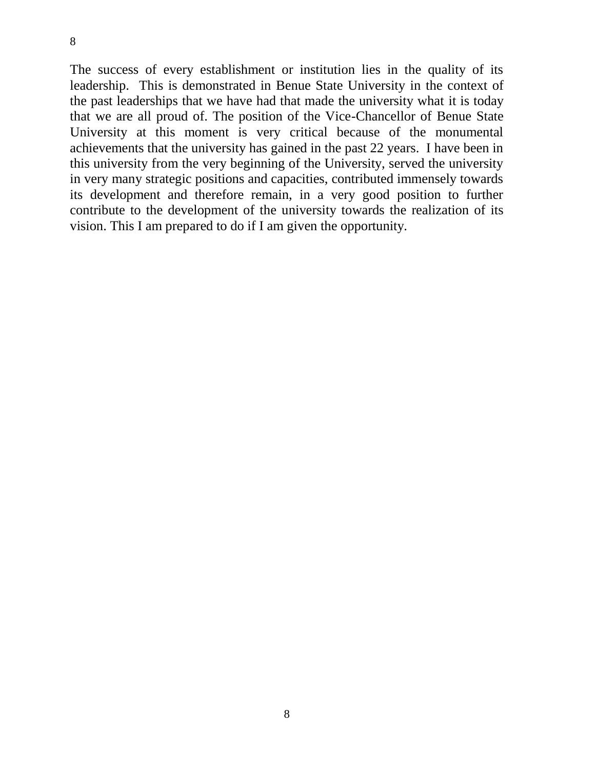The success of every establishment or institution lies in the quality of its leadership. This is demonstrated in Benue State University in the context of the past leaderships that we have had that made the university what it is today that we are all proud of. The position of the Vice-Chancellor of Benue State University at this moment is very critical because of the monumental achievements that the university has gained in the past 22 years. I have been in this university from the very beginning of the University, served the university in very many strategic positions and capacities, contributed immensely towards its development and therefore remain, in a very good position to further contribute to the development of the university towards the realization of its vision. This I am prepared to do if I am given the opportunity.